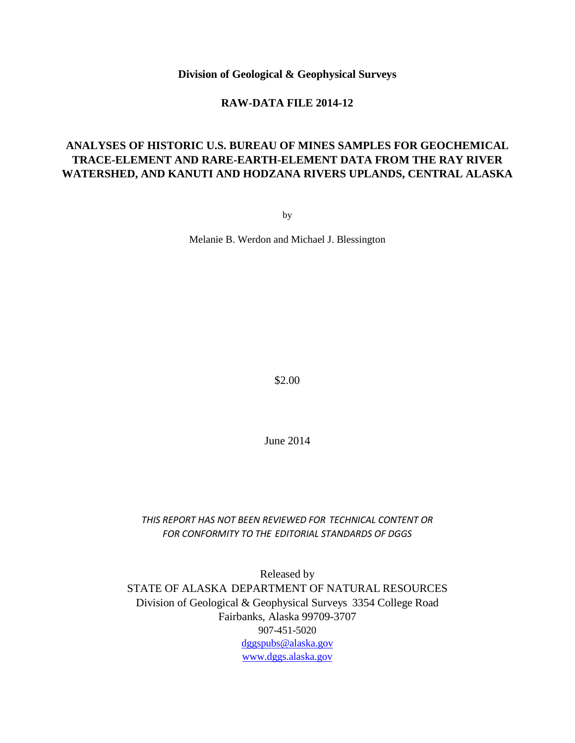**Division of Geological & Geophysical Surveys**

**RAW-DATA FILE 2014-12**

# ANALYSES OF HISTORIC U.S. BUREAU OF MINES SAMPLES FOR GEOCHEMICAL TRACE-ELEMENT AND RARE-EARTH-ELEMENT DATA FROM THE RAY RIVER WATERSHED, AND KANUTI AND HODZANA RIVERS UPLANDS, CENTRAL ALASKA

by

Melanie B. Werdon and Michael J. Blessington

$2.00

June 2014

*THIS REPORT HAS NOT BEEN REVIEWED FOR TECHNICAL CONTENT OR FOR CONFORMITY TO THE EDITORIAL STANDARDS OF DGGS*

Released by
STATE OF ALASKA DEPARTMENT OF NATURAL RESOURCES
Division of Geological & Geophysical Surveys 3354 College Road
Fairbanks, Alaska 99709-3707
907-451-5020
dggspubs@alaska.gov
www.dggs.alaska.gov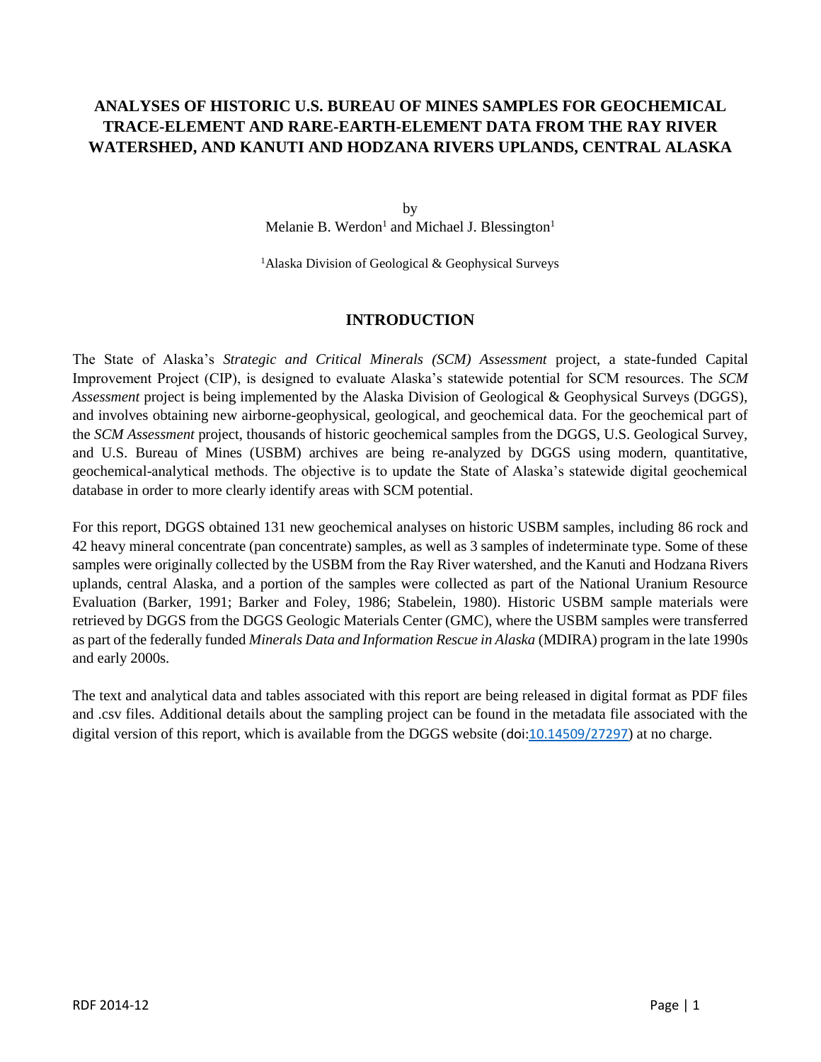# ANALYSES OF HISTORIC U.S. BUREAU OF MINES SAMPLES FOR GEOCHEMICAL TRACE-ELEMENT AND RARE-EARTH-ELEMENT DATA FROM THE RAY RIVER WATERSHED, AND KANUTI AND HODZANA RIVERS UPLANDS, CENTRAL ALASKA

by

Melanie B. Werdon[1] and Michael J. Blessington[1]

[1]Alaska Division of Geological & Geophysical Surveys

## INTRODUCTION

The State of Alaska's *Strategic and Critical Minerals (SCM) Assessment* project, a state-funded Capital Improvement Project (CIP), is designed to evaluate Alaska's statewide potential for SCM resources. The *SCM Assessment* project is being implemented by the Alaska Division of Geological & Geophysical Surveys (DGGS), and involves obtaining new airborne-geophysical, geological, and geochemical data. For the geochemical part of the *SCM Assessment* project, thousands of historic geochemical samples from the DGGS, U.S. Geological Survey, and U.S. Bureau of Mines (USBM) archives are being re-analyzed by DGGS using modern, quantitative, geochemical-analytical methods. The objective is to update the State of Alaska's statewide digital geochemical database in order to more clearly identify areas with SCM potential.

For this report, DGGS obtained 131 new geochemical analyses on historic USBM samples, including 86 rock and 42 heavy mineral concentrate (pan concentrate) samples, as well as 3 samples of indeterminate type. Some of these samples were originally collected by the USBM from the Ray River watershed, and the Kanuti and Hodzana Rivers uplands, central Alaska, and a portion of the samples were collected as part of the National Uranium Resource Evaluation (Barker, 1991; Barker and Foley, 1986; Stabelein, 1980). Historic USBM sample materials were retrieved by DGGS from the DGGS Geologic Materials Center (GMC), where the USBM samples were transferred as part of the federally funded *Minerals Data and Information Rescue in Alaska* (MDIRA) program in the late 1990s and early 2000s.

The text and analytical data and tables associated with this report are being released in digital format as PDF files and .csv files. Additional details about the sampling project can be found in the metadata file associated with the digital version of this report, which is available from the DGGS website (doi:10.14509/27297) at no charge.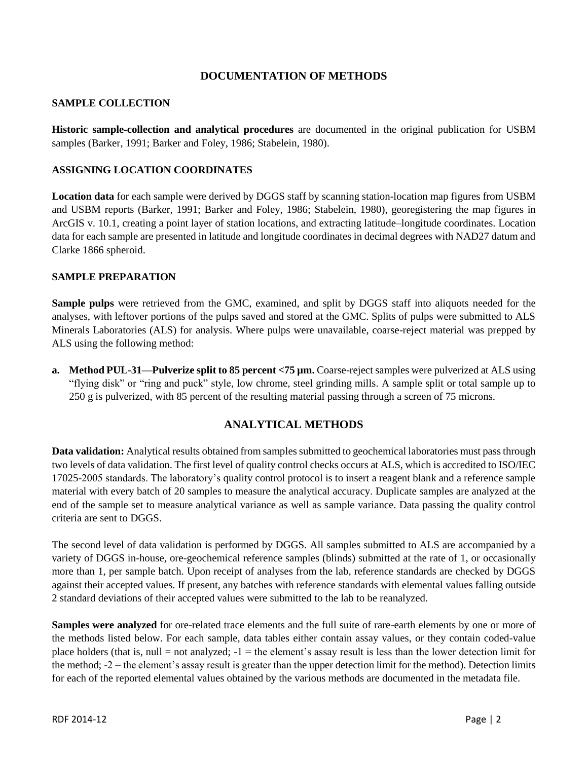# DOCUMENTATION OF METHODS

## SAMPLE COLLECTION

**Historic sample-collection and analytical procedures** are documented in the original publication for USBM samples (Barker, 1991; Barker and Foley, 1986; Stabelein, 1980).

## ASSIGNING LOCATION COORDINATES

**Location data** for each sample were derived by DGGS staff by scanning station-location map figures from USBM and USBM reports (Barker, 1991; Barker and Foley, 1986; Stabelein, 1980), georegistering the map figures in ArcGIS v. 10.1, creating a point layer of station locations, and extracting latitude–longitude coordinates. Location data for each sample are presented in latitude and longitude coordinates in decimal degrees with NAD27 datum and Clarke 1866 spheroid.

## SAMPLE PREPARATION

**Sample pulps** were retrieved from the GMC, examined, and split by DGGS staff into aliquots needed for the analyses, with leftover portions of the pulps saved and stored at the GMC. Splits of pulps were submitted to ALS Minerals Laboratories (ALS) for analysis. Where pulps were unavailable, coarse-reject material was prepped by ALS using the following method:

a. **Method PUL-31—Pulverize split to 85 percent <75 µm.** Coarse-reject samples were pulverized at ALS using "flying disk" or "ring and puck" style, low chrome, steel grinding mills. A sample split or total sample up to 250 g is pulverized, with 85 percent of the resulting material passing through a screen of 75 microns.

# ANALYTICAL METHODS

**Data validation:** Analytical results obtained from samples submitted to geochemical laboratories must pass through two levels of data validation. The first level of quality control checks occurs at ALS, which is accredited to ISO/IEC 17025-2005 standards. The laboratory's quality control protocol is to insert a reagent blank and a reference sample material with every batch of 20 samples to measure the analytical accuracy. Duplicate samples are analyzed at the end of the sample set to measure analytical variance as well as sample variance. Data passing the quality control criteria are sent to DGGS.

The second level of data validation is performed by DGGS. All samples submitted to ALS are accompanied by a variety of DGGS in-house, ore-geochemical reference samples (blinds) submitted at the rate of 1, or occasionally more than 1, per sample batch. Upon receipt of analyses from the lab, reference standards are checked by DGGS against their accepted values. If present, any batches with reference standards with elemental values falling outside 2 standard deviations of their accepted values were submitted to the lab to be reanalyzed.

**Samples were analyzed** for ore-related trace elements and the full suite of rare-earth elements by one or more of the methods listed below. For each sample, data tables either contain assay values, or they contain coded-value place holders (that is, null = not analyzed; -1 = the element's assay result is less than the lower detection limit for the method; -2 = the element's assay result is greater than the upper detection limit for the method). Detection limits for each of the reported elemental values obtained by the various methods are documented in the metadata file.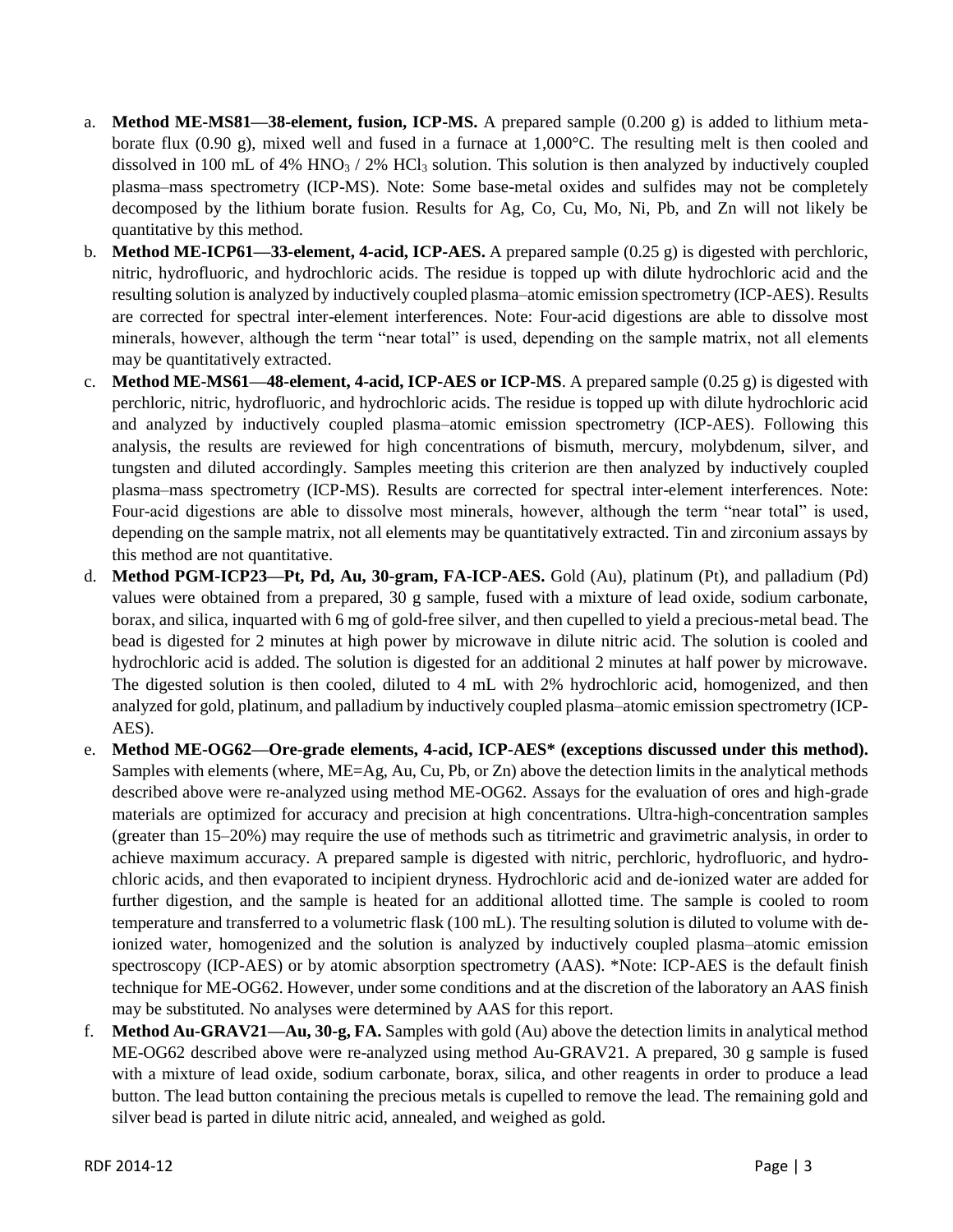a. **Method ME-MS81—38-element, fusion, ICP-MS.** A prepared sample (0.200 g) is added to lithium metaborate flux (0.90 g), mixed well and fused in a furnace at 1,000°C. The resulting melt is then cooled and dissolved in 100 mL of 4% $HNO_3$ / 2% $HCl_3$ solution. This solution is then analyzed by inductively coupled plasma–mass spectrometry (ICP-MS). Note: Some base-metal oxides and sulfides may not be completely decomposed by the lithium borate fusion. Results for Ag, Co, Cu, Mo, Ni, Pb, and Zn will not likely be quantitative by this method.

b. **Method ME-ICP61—33-element, 4-acid, ICP-AES.** A prepared sample (0.25 g) is digested with perchloric, nitric, hydrofluoric, and hydrochloric acids. The residue is topped up with dilute hydrochloric acid and the resulting solution is analyzed by inductively coupled plasma–atomic emission spectrometry (ICP-AES). Results are corrected for spectral inter-element interferences. Note: Four-acid digestions are able to dissolve most minerals, however, although the term "near total" is used, depending on the sample matrix, not all elements may be quantitatively extracted.

c. **Method ME-MS61—48-element, 4-acid, ICP-AES or ICP-MS**. A prepared sample (0.25 g) is digested with perchloric, nitric, hydrofluoric, and hydrochloric acids. The residue is topped up with dilute hydrochloric acid and analyzed by inductively coupled plasma–atomic emission spectrometry (ICP-AES). Following this analysis, the results are reviewed for high concentrations of bismuth, mercury, molybdenum, silver, and tungsten and diluted accordingly. Samples meeting this criterion are then analyzed by inductively coupled plasma–mass spectrometry (ICP-MS). Results are corrected for spectral inter-element interferences. Note: Four-acid digestions are able to dissolve most minerals, however, although the term "near total" is used, depending on the sample matrix, not all elements may be quantitatively extracted. Tin and zirconium assays by this method are not quantitative.

d. **Method PGM-ICP23—Pt, Pd, Au, 30-gram, FA-ICP-AES.** Gold (Au), platinum (Pt), and palladium (Pd) values were obtained from a prepared, 30 g sample, fused with a mixture of lead oxide, sodium carbonate, borax, and silica, inquarted with 6 mg of gold-free silver, and then cupelled to yield a precious-metal bead. The bead is digested for 2 minutes at high power by microwave in dilute nitric acid. The solution is cooled and hydrochloric acid is added. The solution is digested for an additional 2 minutes at half power by microwave. The digested solution is then cooled, diluted to 4 mL with 2% hydrochloric acid, homogenized, and then analyzed for gold, platinum, and palladium by inductively coupled plasma–atomic emission spectrometry (ICP-AES).

e. **Method ME-OG62—Ore-grade elements, 4-acid, ICP-AES* (exceptions discussed under this method).** Samples with elements (where, ME=Ag, Au, Cu, Pb, or Zn) above the detection limits in the analytical methods described above were re-analyzed using method ME-OG62. Assays for the evaluation of ores and high-grade materials are optimized for accuracy and precision at high concentrations. Ultra-high-concentration samples (greater than 15–20%) may require the use of methods such as titrimetric and gravimetric analysis, in order to achieve maximum accuracy. A prepared sample is digested with nitric, perchloric, hydrofluoric, and hydrochloric acids, and then evaporated to incipient dryness. Hydrochloric acid and de-ionized water are added for further digestion, and the sample is heated for an additional allotted time. The sample is cooled to room temperature and transferred to a volumetric flask (100 mL). The resulting solution is diluted to volume with de-ionized water, homogenized and the solution is analyzed by inductively coupled plasma–atomic emission spectroscopy (ICP-AES) or by atomic absorption spectrometry (AAS). *Note: ICP-AES is the default finish technique for ME-OG62. However, under some conditions and at the discretion of the laboratory an AAS finish may be substituted. No analyses were determined by AAS for this report.

f. **Method Au-GRAV21—Au, 30-g, FA.** Samples with gold (Au) above the detection limits in analytical method ME-OG62 described above were re-analyzed using method Au-GRAV21. A prepared, 30 g sample is fused with a mixture of lead oxide, sodium carbonate, borax, silica, and other reagents in order to produce a lead button. The lead button containing the precious metals is cupelled to remove the lead. The remaining gold and silver bead is parted in dilute nitric acid, annealed, and weighed as gold.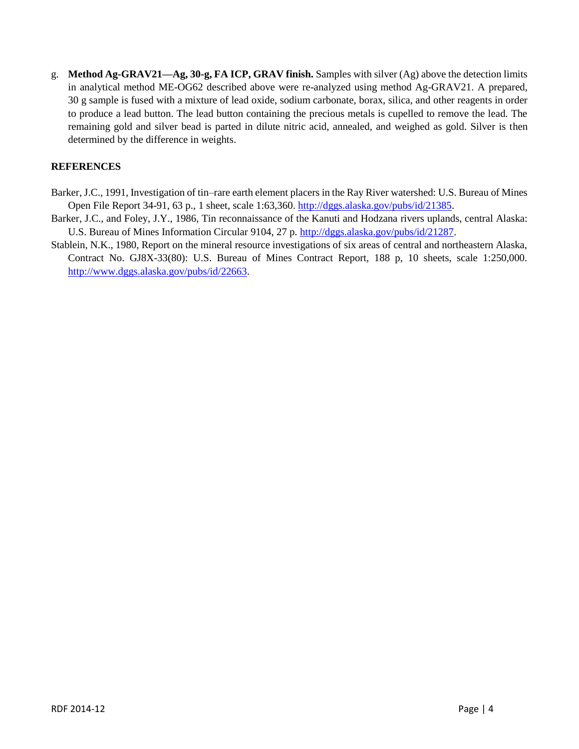g. **Method Ag-GRAV21—Ag, 30-g, FA ICP, GRAV finish.** Samples with silver (Ag) above the detection limits in analytical method ME-OG62 described above were re-analyzed using method Ag-GRAV21. A prepared, 30 g sample is fused with a mixture of lead oxide, sodium carbonate, borax, silica, and other reagents in order to produce a lead button. The lead button containing the precious metals is cupelled to remove the lead. The remaining gold and silver bead is parted in dilute nitric acid, annealed, and weighed as gold. Silver is then determined by the difference in weights.

## REFERENCES

Barker, J.C., 1991, Investigation of tin–rare earth element placers in the Ray River watershed: U.S. Bureau of Mines Open File Report 34-91, 63 p., 1 sheet, scale 1:63,360. http://dggs.alaska.gov/pubs/id/21385.

Barker, J.C., and Foley, J.Y., 1986, Tin reconnaissance of the Kanuti and Hodzana rivers uplands, central Alaska: U.S. Bureau of Mines Information Circular 9104, 27 p. http://dggs.alaska.gov/pubs/id/21287.

Stablein, N.K., 1980, Report on the mineral resource investigations of six areas of central and northeastern Alaska, Contract No. GJ8X-33(80): U.S. Bureau of Mines Contract Report, 188 p, 10 sheets, scale 1:250,000. http://www.dggs.alaska.gov/pubs/id/22663.